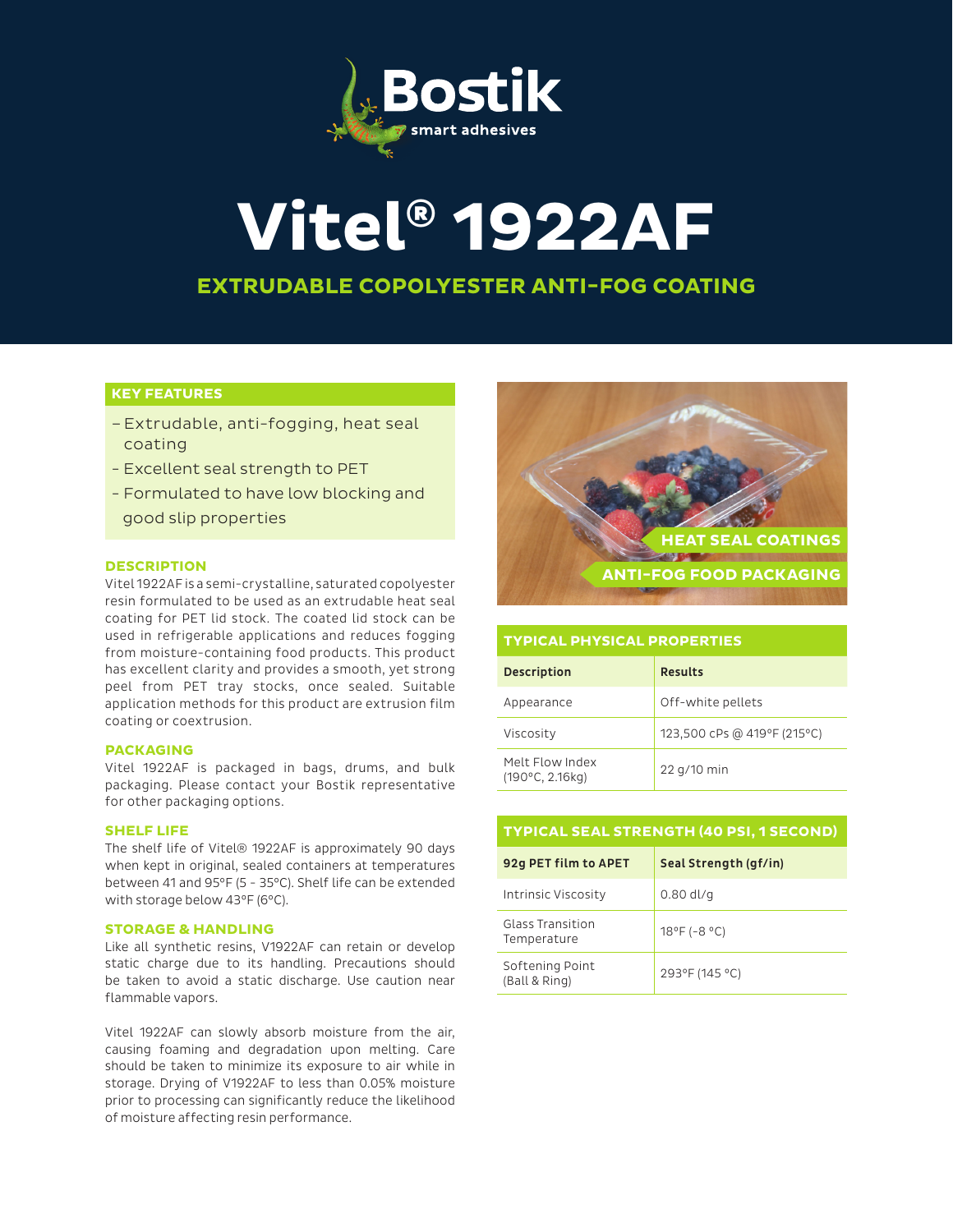# Vitel® 1922AF

## EXTRUDABLE COPOLYESTER ANTI-FOG COATING

### KEY FEATURES

- Extrudable, anti-fogging, heat seal coating
- Excellent seal strength to PET
- Formulated to have low blocking and good slip properties

### DESCRIPTION

Vitel 1922AF is a semi-crystalline, saturated copolyester resin formulated to be used as an extrudable heat seal coating for PET lid stock. The coated lid stock can be used in refrigerable applications and reduces fogging from moisture-containing food products. This product has excellent clarity and provides a smooth, yet strong peel from PET tray stocks, once sealed. Suitable application methods for this product are extrusion film coating or coextrusion.

### PACKAGING

Vitel 1922AF is packaged in bags, drums, and bulk packaging. Please contact your Bostik representative for other packaging options.

### SHELF LIFE

The shelf life of Vitel® 1922AF is approximately 90 days when kept in original, sealed containers at temperatures between 41 and 95°F (5 - 35°C). Shelf life can be extended with storage below 43°F (6°C).

### STORAGE & HANDLING

Like all synthetic resins, V1922AF can retain or develop static charge due to its handling. Precautions should be taken to avoid a static discharge. Use caution near flammable vapors.

Vitel 1922AF can slowly absorb moisture from the air, causing foaming and degradation upon melting. Care should be taken to minimize its exposure to air while in storage. Drying of V1922AF to less than 0.05% moisture prior to processing can significantly reduce the likelihood of moisture affecting resin performance.

HEAT SEAL COATINGS

ANTI-FOG FOOD PACKAGING

### TYPICAL PHYSICAL PROPERTIES

| Description | Results |
|---|---|
| Appearance | Off-white pellets |
| Viscosity | 123,500 cPs @ 419°F (215°C) |
| Melt Flow Index (190°C, 2.16kg) | 22 g/10 min |

### TYPICAL SEAL STRENGTH (40 PSI, 1 SECOND)

| 92g PET film to APET | Seal Strength (gf/in) |
|---|---|
| Intrinsic Viscosity | 0.80 dl/g |
| Glass Transition Temperature | 18°F (-8 °C) |
| Softening Point (Ball & Ring) | 293°F (145 °C) |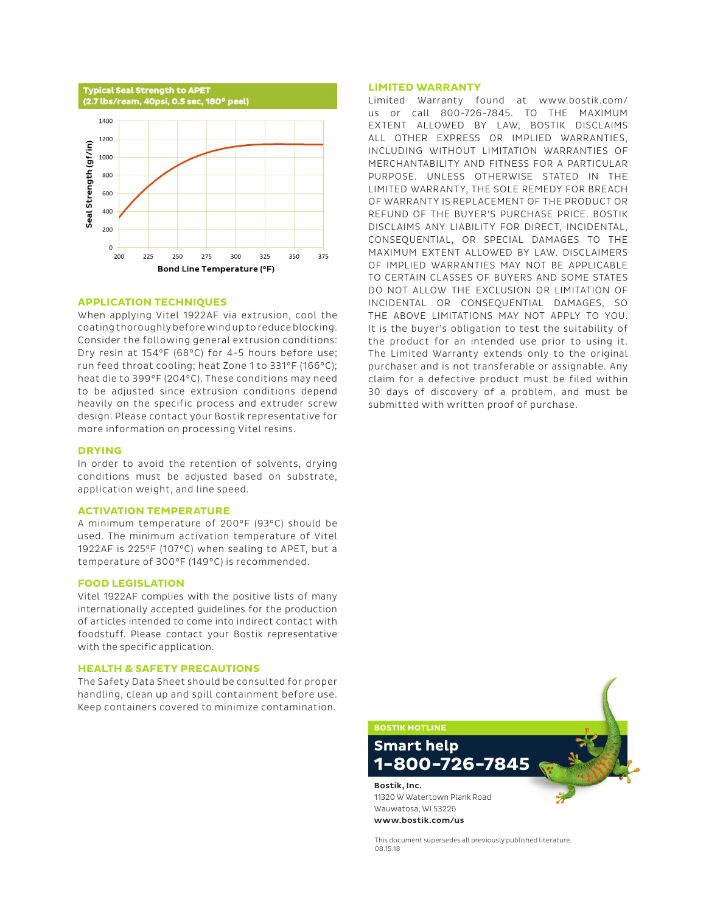**Typical Seal Strength to APET (2.7 lbs/ream, 40psi, 0.5 sec, 180° peel)**

Seal Strength (gf/in)

1400
1200
1000
800
600
400
200
0

200 225 250 275 300 325 350 375

Bond Line Temperature (°F)

## APPLICATION TECHNIQUES

When applying Vitel 1922AF via extrusion, cool the coating thoroughly before wind up to reduce blocking. Consider the following general extrusion conditions: Dry resin at 154°F (68°C) for 4-5 hours before use; run feed throat cooling; heat Zone 1 to 331°F (166°C); heat die to 399°F (204°C). These conditions may need to be adjusted since extrusion conditions depend heavily on the specific process and extruder screw design. Please contact your Bostik representative for more information on processing Vitel resins.

## DRYING

In order to avoid the retention of solvents, drying conditions must be adjusted based on substrate, application weight, and line speed.

## ACTIVATION TEMPERATURE

A minimum temperature of 200°F (93°C) should be used. The minimum activation temperature of Vitel 1922AF is 225°F (107°C) when sealing to APET, but a temperature of 300°F (149°C) is recommended.

## FOOD LEGISLATION

Vitel 1922AF complies with the positive lists of many internationally accepted guidelines for the production of articles intended to come into indirect contact with foodstuff. Please contact your Bostik representative with the specific application.

## HEALTH & SAFETY PRECAUTIONS

The Safety Data Sheet should be consulted for proper handling, clean up and spill containment before use. Keep containers covered to minimize contamination.

## LIMITED WARRANTY

Limited Warranty found at www.bostik.com/us or call 800-726-7845. TO THE MAXIMUM EXTENT ALLOWED BY LAW, BOSTIK DISCLAIMS ALL OTHER EXPRESS OR IMPLIED WARRANTIES, INCLUDING WITHOUT LIMITATION WARRANTIES OF MERCHANTABILITY AND FITNESS FOR A PARTICULAR PURPOSE. UNLESS OTHERWISE STATED IN THE LIMITED WARRANTY, THE SOLE REMEDY FOR BREACH OF WARRANTY IS REPLACEMENT OF THE PRODUCT OR REFUND OF THE BUYER'S PURCHASE PRICE. BOSTIK DISCLAIMS ANY LIABILITY FOR DIRECT, INCIDENTAL, CONSEQUENTIAL, OR SPECIAL DAMAGES TO THE MAXIMUM EXTENT ALLOWED BY LAW. DISCLAIMERS OF IMPLIED WARRANTIES MAY NOT BE APPLICABLE TO CERTAIN CLASSES OF BUYERS AND SOME STATES DO NOT ALLOW THE EXCLUSION OR LIMITATION OF INCIDENTAL OR CONSEQUENTIAL DAMAGES, SO THE ABOVE LIMITATIONS MAY NOT APPLY TO YOU. It is the buyer's obligation to test the suitability of the product for an intended use prior to using it. The Limited Warranty extends only to the original purchaser and is not transferable or assignable. Any claim for a defective product must be filed within 30 days of discovery of a problem, and must be submitted with written proof of purchase.

**BOSTIK HOTLINE**

**Smart help**
**1-800-726-7845**

**Bostik, Inc.**
11320 W Watertown Plank Road
Wauwatosa, WI 53226
**www.bostik.com/us**

This document supersedes all previously published literature.
08.15.18